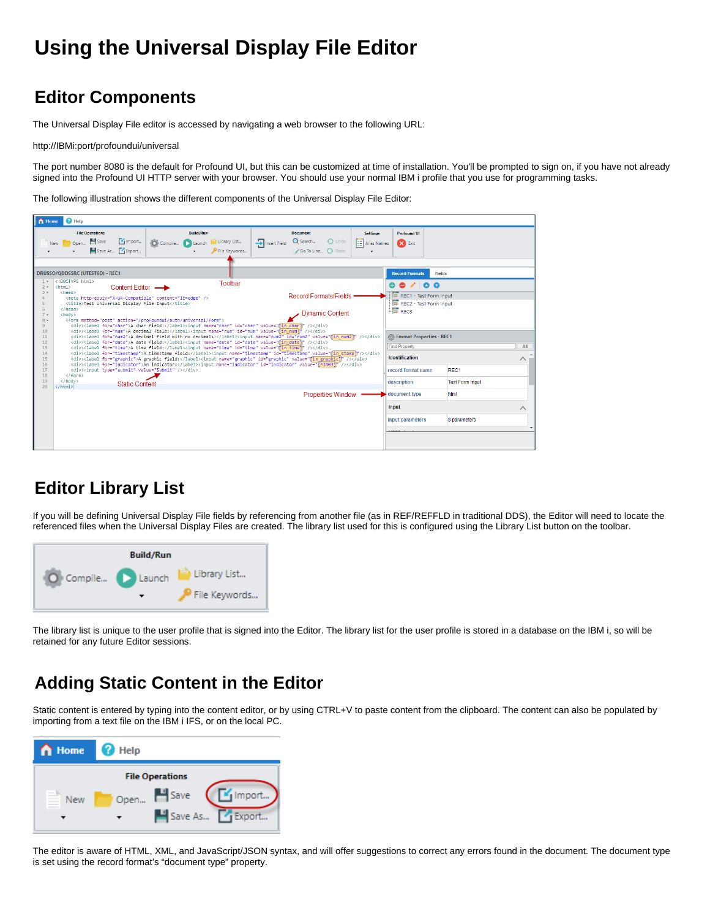# Using the Universal Display File Editor

## Editor Components

The Universal Display File editor is accessed by navigating a web browser to the following URL:

http://IBMi:port/profoundui/universal

The port number 8080 is the default for Profound UI, but this can be customized at time of installation. You'll be prompted to sign on, if you have not already signed into the Profound UI HTTP server with your browser. You should use your normal IBM i profile that you use for programming tasks.

The following illustration shows the different components of the Universal Display File Editor:

## Editor Library List

If you will be defining Universal Display File fields by referencing from another file (as in REF/REFFLD in traditional DDS), the Editor will need to locate the referenced files when the Universal Display Files are created. The library list used for this is configured using the Library List button on the toolbar.

The library list is unique to the user profile that is signed into the Editor. The library list for the user profile is stored in a database on the IBM i, so will be retained for any future Editor sessions.

## Adding Static Content in the Editor

Static content is entered by typing into the content editor, or by using CTRL+V to paste content from the clipboard. The content can also be populated by importing from a text file on the IBM i IFS, or on the local PC.

The editor is aware of HTML, XML, and JavaScript/JSON syntax, and will offer suggestions to correct any errors found in the document. The document type is set using the record format's “document type” property.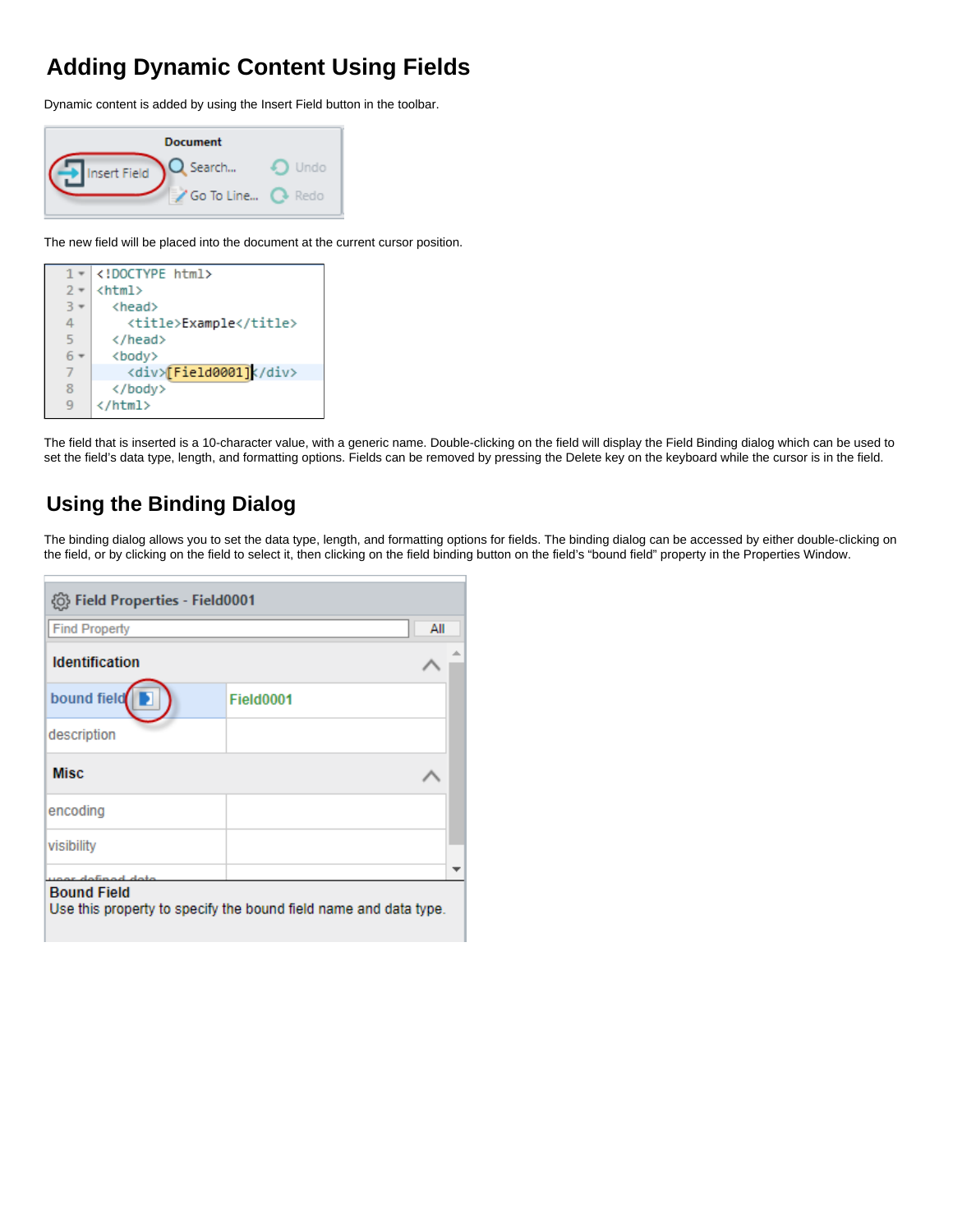# Adding Dynamic Content Using Fields

Dynamic content is added by using the Insert Field button in the toolbar.

The new field will be placed into the document at the current cursor position.

```
1  <!DOCTYPE html>
2  <html>
3    <head>
4      <title>Example</title>
5    </head>
6    <body>
7      <div>[Field0001]</div>
8    </body>
9  </html>
```

The field that is inserted is a 10-character value, with a generic name. Double-clicking on the field will display the Field Binding dialog which can be used to set the field's data type, length, and formatting options. Fields can be removed by pressing the Delete key on the keyboard while the cursor is in the field.

# Using the Binding Dialog

The binding dialog allows you to set the data type, length, and formatting options for fields. The binding dialog can be accessed by either double-clicking on the field, or by clicking on the field to select it, then clicking on the field binding button on the field's "bound field" property in the Properties Window.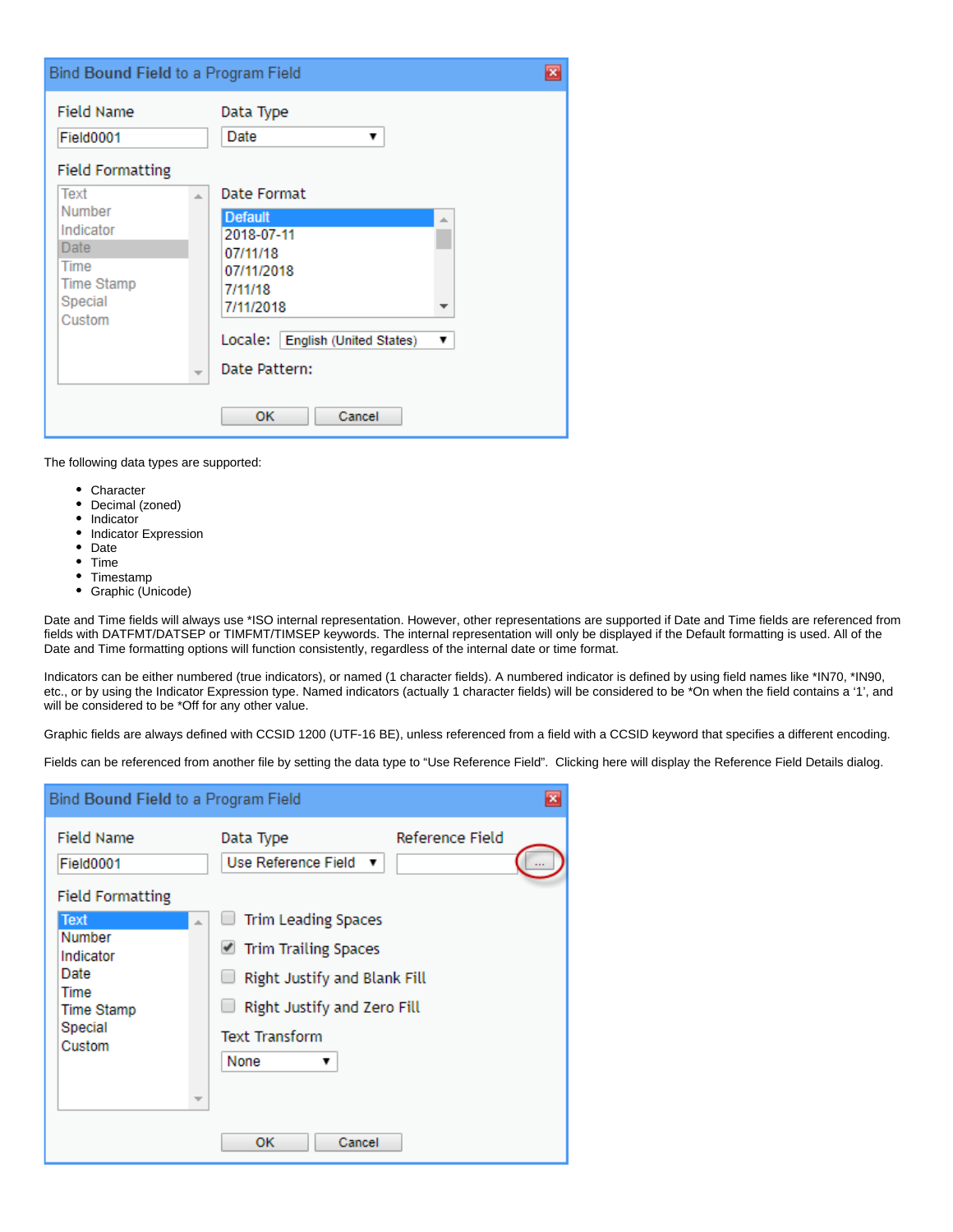The following data types are supported:

- Character
- Decimal (zoned)
- Indicator
- Indicator Expression
- Date
- Time
- Timestamp
- Graphic (Unicode)

Date and Time fields will always use *ISO internal representation. However, other representations are supported if Date and Time fields are referenced from fields with DATFMT/DATSEP or TIMFMT/TIMSEP keywords. The internal representation will only be displayed if the Default formatting is used. All of the Date and Time formatting options will function consistently, regardless of the internal date or time format.

Indicators can be either numbered (true indicators), or named (1 character fields). A numbered indicator is defined by using field names like *IN70, *IN90, etc., or by using the Indicator Expression type. Named indicators (actually 1 character fields) will be considered to be *On when the field contains a '1', and will be considered to be *Off for any other value.

Graphic fields are always defined with CCSID 1200 (UTF-16 BE), unless referenced from a field with a CCSID keyword that specifies a different encoding.

Fields can be referenced from another file by setting the data type to "Use Reference Field". Clicking here will display the Reference Field Details dialog.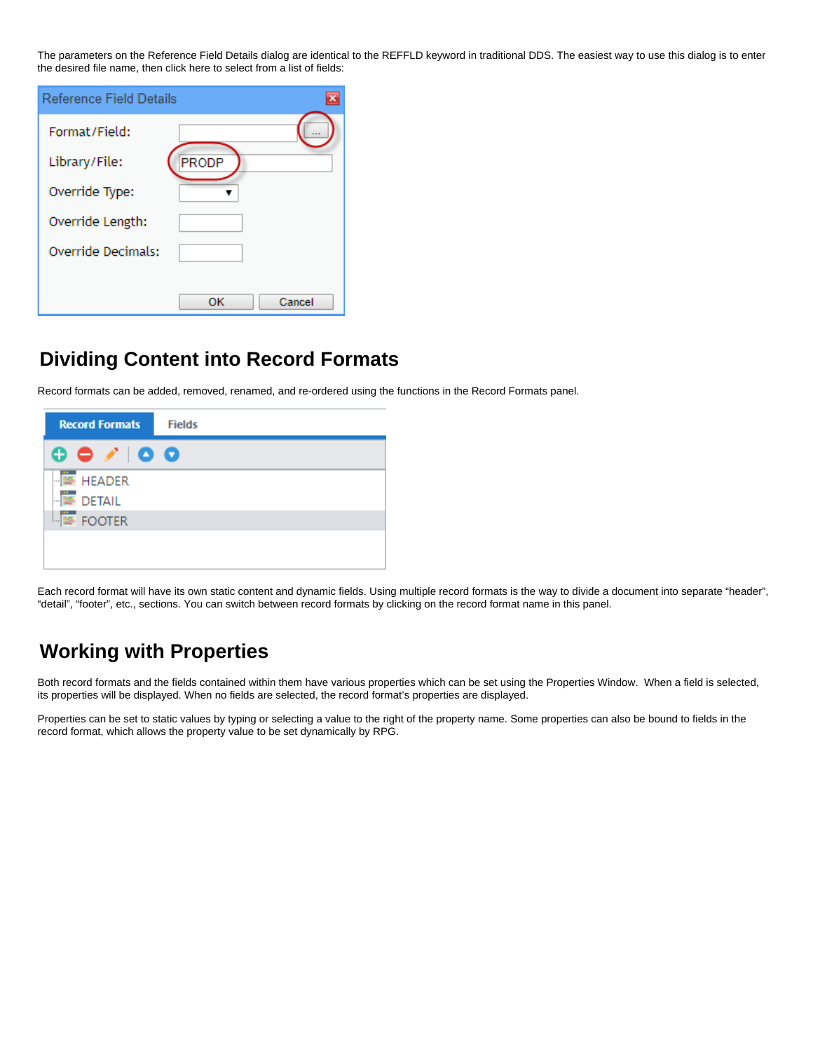The parameters on the Reference Field Details dialog are identical to the REFFLD keyword in traditional DDS. The easiest way to use this dialog is to enter the desired file name, then click here to select from a list of fields:

## Dividing Content into Record Formats

Record formats can be added, removed, renamed, and re-ordered using the functions in the Record Formats panel.

Each record format will have its own static content and dynamic fields. Using multiple record formats is the way to divide a document into separate "header", "detail", "footer", etc., sections. You can switch between record formats by clicking on the record format name in this panel.

## Working with Properties

Both record formats and the fields contained within them have various properties which can be set using the Properties Window. When a field is selected, its properties will be displayed. When no fields are selected, the record format's properties are displayed.

Properties can be set to static values by typing or selecting a value to the right of the property name. Some properties can also be bound to fields in the record format, which allows the property value to be set dynamically by RPG.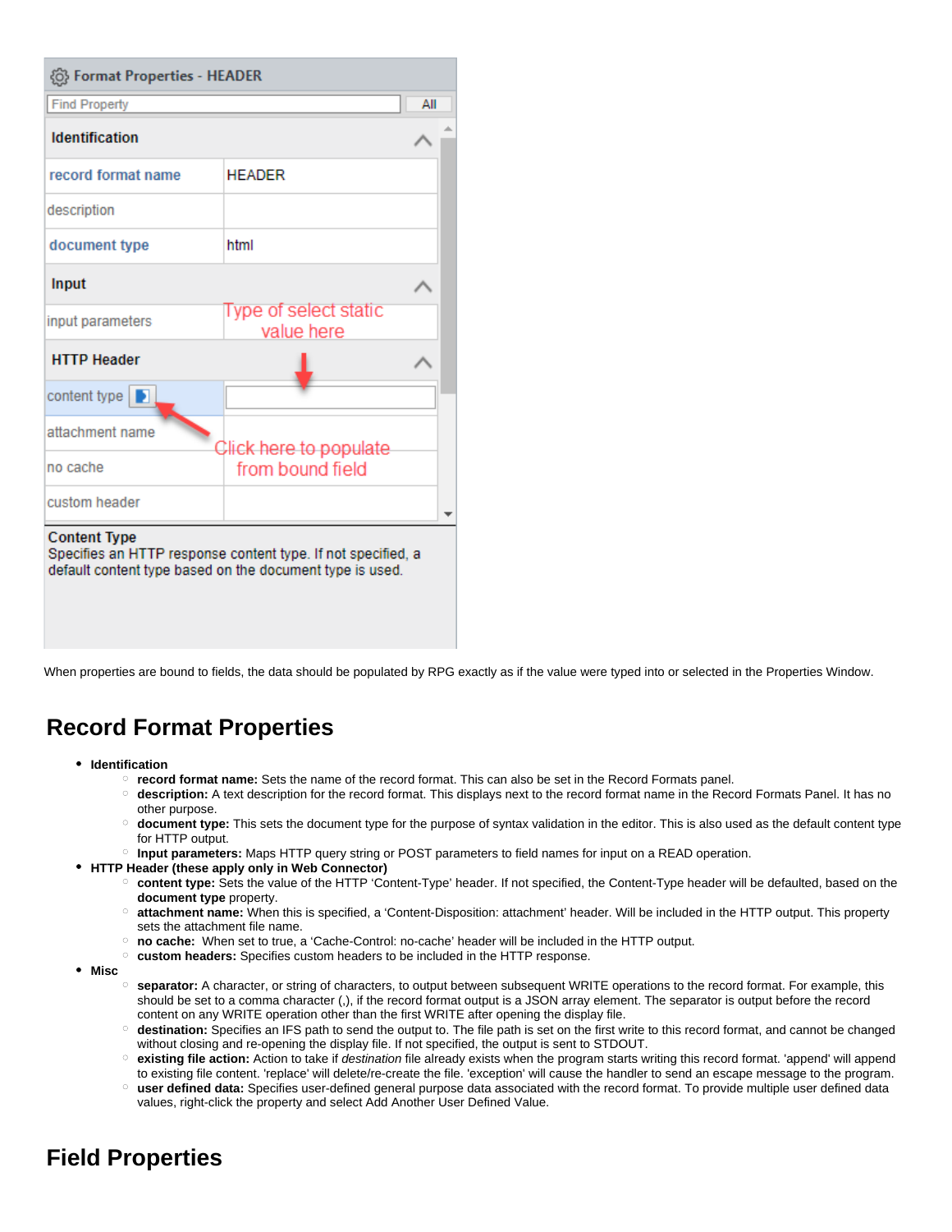When properties are bound to fields, the data should be populated by RPG exactly as if the value were typed into or selected in the Properties Window.

## Record Format Properties

- **Identification**
  - **record format name:** Sets the name of the record format. This can also be set in the Record Formats panel.
  - **description:** A text description for the record format. This displays next to the record format name in the Record Formats Panel. It has no other purpose.
  - **document type:** This sets the document type for the purpose of syntax validation in the editor. This is also used as the default content type for HTTP output.
  - **Input parameters:** Maps HTTP query string or POST parameters to field names for input on a READ operation.
- **HTTP Header (these apply only in Web Connector)**
  - **content type:** Sets the value of the HTTP 'Content-Type' header. If not specified, the Content-Type header will be defaulted, based on the **document type** property.
  - **attachment name:** When this is specified, a 'Content-Disposition: attachment' header. Will be included in the HTTP output. This property sets the attachment file name.
  - **no cache:** When set to true, a 'Cache-Control: no-cache' header will be included in the HTTP output.
  - **custom headers:** Specifies custom headers to be included in the HTTP response.
- **Misc**
  - **separator:** A character, or string of characters, to output between subsequent WRITE operations to the record format. For example, this should be set to a comma character (,), if the record format output is a JSON array element. The separator is output before the record content on any WRITE operation other than the first WRITE after opening the display file.
  - **destination:** Specifies an IFS path to send the output to. The file path is set on the first write to this record format, and cannot be changed without closing and re-opening the display file. If not specified, the output is sent to STDOUT.
  - **existing file action:** Action to take if *destination* file already exists when the program starts writing this record format. 'append' will append to existing file content. 'replace' will delete/re-create the file. 'exception' will cause the handler to send an escape message to the program.
  - **user defined data:** Specifies user-defined general purpose data associated with the record format. To provide multiple user defined data values, right-click the property and select Add Another User Defined Value.

## Field Properties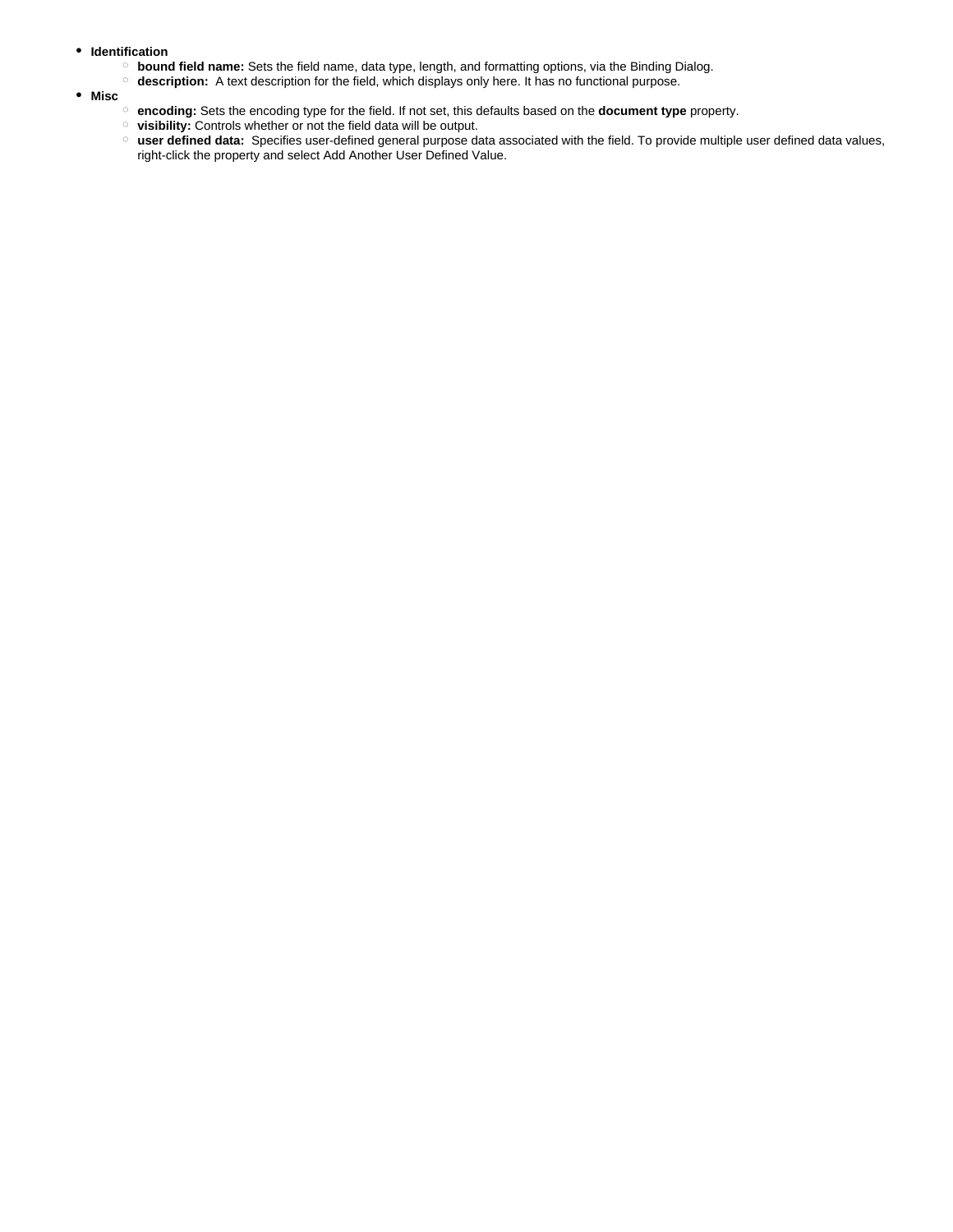- **Identification**
  - **bound field name:** Sets the field name, data type, length, and formatting options, via the Binding Dialog.
  - **description:** A text description for the field, which displays only here. It has no functional purpose.
- **Misc**
  - **encoding:** Sets the encoding type for the field. If not set, this defaults based on the **document type** property.
  - **visibility:** Controls whether or not the field data will be output.
  - **user defined data:** Specifies user-defined general purpose data associated with the field. To provide multiple user defined data values, right-click the property and select Add Another User Defined Value.